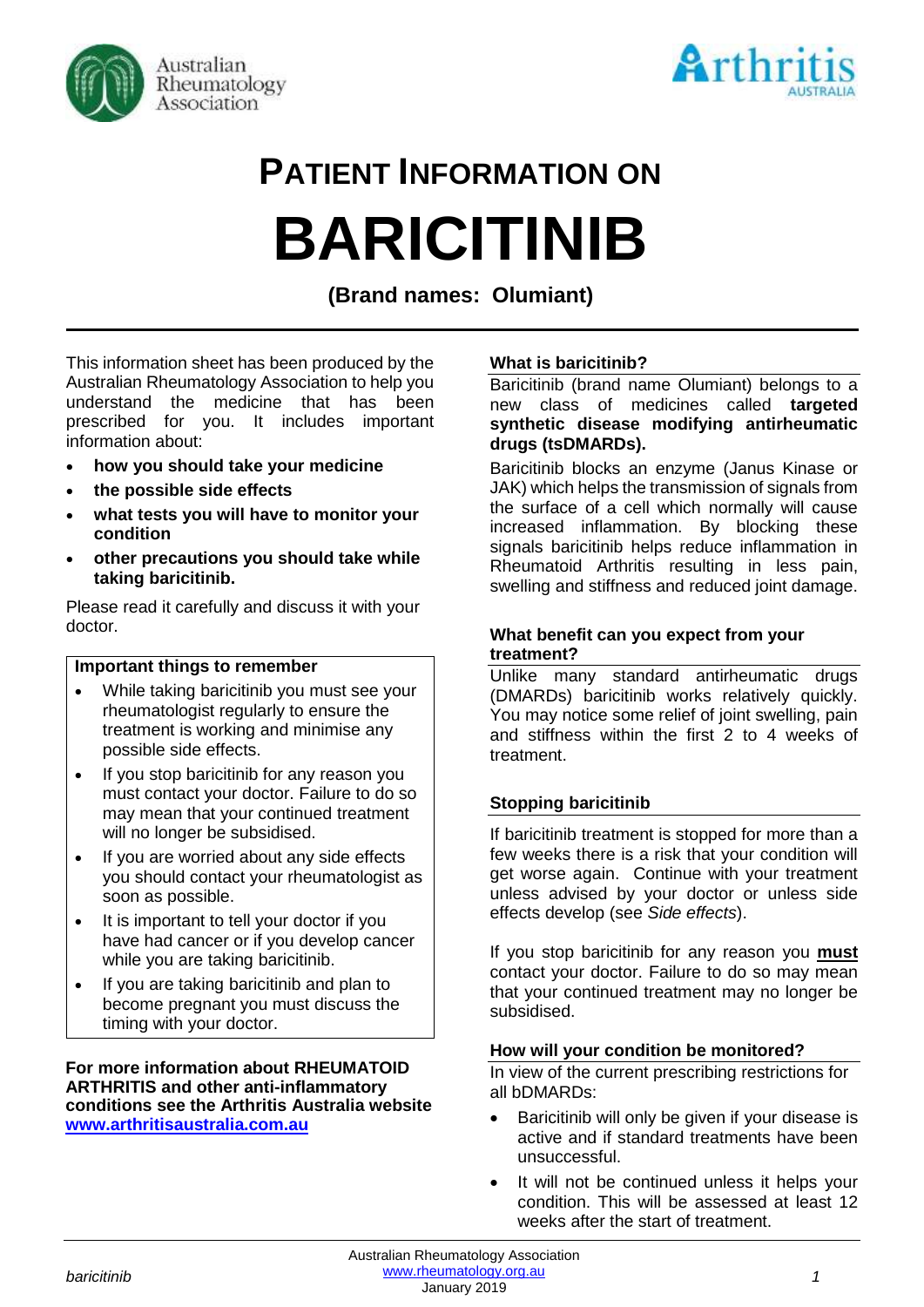# PATIENT INFORMATION ON

# BARICITINIB

**(Brand names: Olumiant)**

This information sheet has been produced by the Australian Rheumatology Association to help you understand the medicine that has been prescribed for you. It includes important information about:

- **how you should take your medicine**
- **the possible side effects**
- **what tests you will have to monitor your condition**
- **other precautions you should take while taking baricitinib.**

Please read it carefully and discuss it with your doctor.

**Important things to remember**

- While taking baricitinib you must see your rheumatologist regularly to ensure the treatment is working and minimise any possible side effects.
- If you stop baricitinib for any reason you must contact your doctor. Failure to do so may mean that your continued treatment will no longer be subsidised.
- If you are worried about any side effects you should contact your rheumatologist as soon as possible.
- It is important to tell your doctor if you have had cancer or if you develop cancer while you are taking baricitinib.
- If you are taking baricitinib and plan to become pregnant you must discuss the timing with your doctor.

**For more information about RHEUMATOID ARTHRITIS and other anti-inflammatory conditions see the Arthritis Australia website [www.arthritisaustralia.com.au](http://www.arthritisaustralia.com.au)**

### What is baricitinib?

Baricitinib (brand name Olumiant) belongs to a new class of medicines called **targeted synthetic disease modifying antirheumatic drugs (tsDMARDs).**

Baricitinib blocks an enzyme (Janus Kinase or JAK) which helps the transmission of signals from the surface of a cell which normally will cause increased inflammation. By blocking these signals baricitinib helps reduce inflammation in Rheumatoid Arthritis resulting in less pain, swelling and stiffness and reduced joint damage.

### What benefit can you expect from your treatment?

Unlike many standard antirheumatic drugs (DMARDs) baricitinib works relatively quickly. You may notice some relief of joint swelling, pain and stiffness within the first 2 to 4 weeks of treatment.

### Stopping baricitinib

If baricitinib treatment is stopped for more than a few weeks there is a risk that your condition will get worse again. Continue with your treatment unless advised by your doctor or unless side effects develop (see *Side effects*).

If you stop baricitinib for any reason you **must** contact your doctor. Failure to do so may mean that your continued treatment may no longer be subsidised.

### How will your condition be monitored?

In view of the current prescribing restrictions for all bDMARDs:

- Baricitinib will only be given if your disease is active and if standard treatments have been unsuccessful.
- It will not be continued unless it helps your condition. This will be assessed at least 12 weeks after the start of treatment.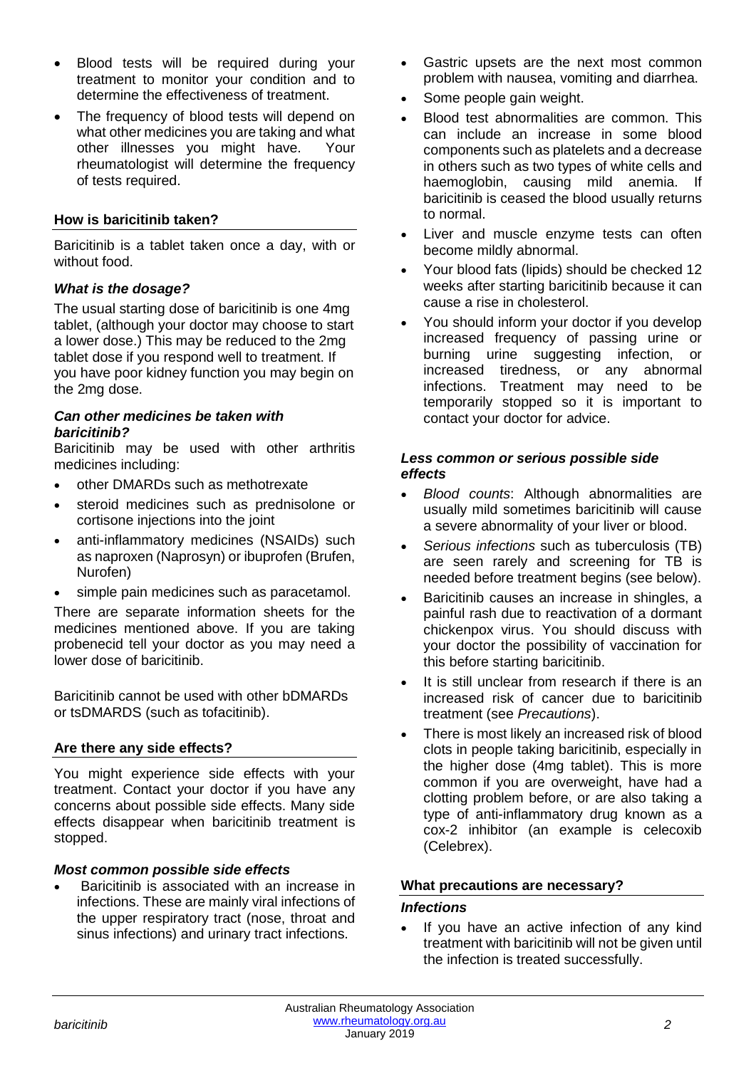- Blood tests will be required during your treatment to monitor your condition and to determine the effectiveness of treatment.
- The frequency of blood tests will depend on what other medicines you are taking and what other illnesses you might have. Your rheumatologist will determine the frequency of tests required.

## How is baricitinib taken?

Baricitinib is a tablet taken once a day, with or without food.

### *What is the dosage?*

The usual starting dose of baricitinib is one 4mg tablet, (although your doctor may choose to start a lower dose.) This may be reduced to the 2mg tablet dose if you respond well to treatment. If you have poor kidney function you may begin on the 2mg dose.

### *Can other medicines be taken with baricitinib?*

Baricitinib may be used with other arthritis medicines including:

- other DMARDs such as methotrexate
- steroid medicines such as prednisolone or cortisone injections into the joint
- anti-inflammatory medicines (NSAIDs) such as naproxen (Naprosyn) or ibuprofen (Brufen, Nurofen)
- simple pain medicines such as paracetamol.

There are separate information sheets for the medicines mentioned above. If you are taking probenecid tell your doctor as you may need a lower dose of baricitinib.

Baricitinib cannot be used with other bDMARDs or tsDMARDS (such as tofacitinib).

## Are there any side effects?

You might experience side effects with your treatment. Contact your doctor if you have any concerns about possible side effects. Many side effects disappear when baricitinib treatment is stopped.

### *Most common possible side effects*

- Baricitinib is associated with an increase in infections. These are mainly viral infections of the upper respiratory tract (nose, throat and sinus infections) and urinary tract infections.
- Gastric upsets are the next most common problem with nausea, vomiting and diarrhea.
- Some people gain weight.
- Blood test abnormalities are common. This can include an increase in some blood components such as platelets and a decrease in others such as two types of white cells and haemoglobin, causing mild anemia. If baricitinib is ceased the blood usually returns to normal.
- Liver and muscle enzyme tests can often become mildly abnormal.
- Your blood fats (lipids) should be checked 12 weeks after starting baricitinib because it can cause a rise in cholesterol.
- You should inform your doctor if you develop increased frequency of passing urine or burning urine suggesting infection, or increased tiredness, or any abnormal infections. Treatment may need to be temporarily stopped so it is important to contact your doctor for advice.

### *Less common or serious possible side effects*

- *Blood counts*: Although abnormalities are usually mild sometimes baricitinib will cause a severe abnormality of your liver or blood.
- *Serious infections* such as tuberculosis (TB) are seen rarely and screening for TB is needed before treatment begins (see below).
- Baricitinib causes an increase in shingles, a painful rash due to reactivation of a dormant chickenpox virus. You should discuss with your doctor the possibility of vaccination for this before starting baricitinib.
- It is still unclear from research if there is an increased risk of cancer due to baricitinib treatment (see *Precautions*).
- There is most likely an increased risk of blood clots in people taking baricitinib, especially in the higher dose (4mg tablet). This is more common if you are overweight, have had a clotting problem before, or are also taking a type of anti-inflammatory drug known as a cox-2 inhibitor (an example is celecoxib (Celebrex).

## What precautions are necessary?

### *Infections*

- If you have an active infection of any kind treatment with baricitinib will not be given until the infection is treated successfully.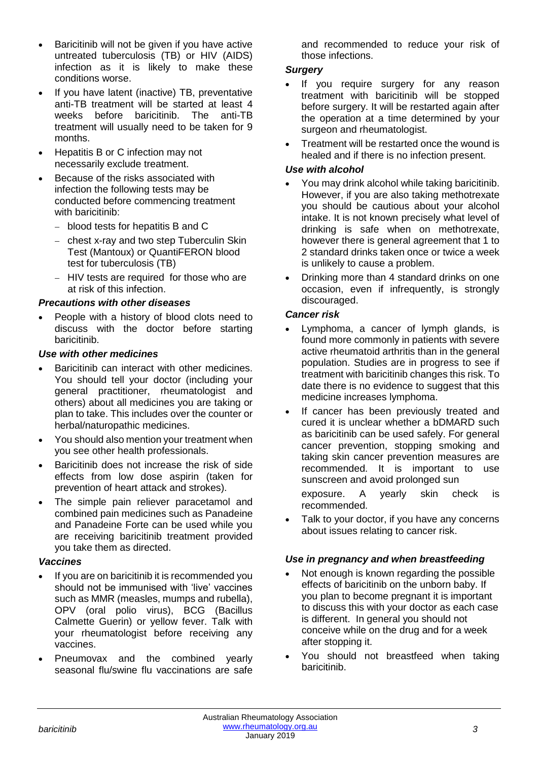- Baricitinib will not be given if you have active untreated tuberculosis (TB) or HIV (AIDS) infection as it is likely to make these conditions worse.
- If you have latent (inactive) TB, preventative anti-TB treatment will be started at least 4 weeks before baricitinib. The anti-TB treatment will usually need to be taken for 9 months.
- Hepatitis B or C infection may not necessarily exclude treatment.
- Because of the risks associated with infection the following tests may be conducted before commencing treatment with baricitinib:
  - blood tests for hepatitis B and C
  - chest x-ray and two step Tuberculin Skin Test (Mantoux) or QuantiFERON blood test for tuberculosis (TB)
  - HIV tests are required for those who are at risk of this infection.

### *Precautions with other diseases*

- People with a history of blood clots need to discuss with the doctor before starting baricitinib.

### *Use with other medicines*

- Baricitinib can interact with other medicines. You should tell your doctor (including your general practitioner, rheumatologist and others) about all medicines you are taking or plan to take. This includes over the counter or herbal/naturopathic medicines.
- You should also mention your treatment when you see other health professionals.
- Baricitinib does not increase the risk of side effects from low dose aspirin (taken for prevention of heart attack and strokes).
- The simple pain reliever paracetamol and combined pain medicines such as Panadeine and Panadeine Forte can be used while you are receiving baricitinib treatment provided you take them as directed.

### *Vaccines*

- If you are on baricitinib it is recommended you should not be immunised with 'live' vaccines such as MMR (measles, mumps and rubella), OPV (oral polio virus), BCG (Bacillus Calmette Guerin) or yellow fever. Talk with your rheumatologist before receiving any vaccines.
- Pneumovax and the combined yearly seasonal flu/swine flu vaccinations are safe and recommended to reduce your risk of those infections.

### *Surgery*

- If you require surgery for any reason treatment with baricitinib will be stopped before surgery. It will be restarted again after the operation at a time determined by your surgeon and rheumatologist.
- Treatment will be restarted once the wound is healed and if there is no infection present.

### *Use with alcohol*

- You may drink alcohol while taking baricitinib. However, if you are also taking methotrexate you should be cautious about your alcohol intake. It is not known precisely what level of drinking is safe when on methotrexate, however there is general agreement that 1 to 2 standard drinks taken once or twice a week is unlikely to cause a problem.
- Drinking more than 4 standard drinks on one occasion, even if infrequently, is strongly discouraged.

### *Cancer risk*

- Lymphoma, a cancer of lymph glands, is found more commonly in patients with severe active rheumatoid arthritis than in the general population. Studies are in progress to see if treatment with baricitinib changes this risk. To date there is no evidence to suggest that this medicine increases lymphoma.
- If cancer has been previously treated and cured it is unclear whether a bDMARD such as baricitinib can be used safely. For general cancer prevention, stopping smoking and taking skin cancer prevention measures are recommended. It is important to use sunscreen and avoid prolonged sun exposure. A yearly skin check is recommended.
- Talk to your doctor, if you have any concerns about issues relating to cancer risk.

### *Use in pregnancy and when breastfeeding*

- Not enough is known regarding the possible effects of baricitinib on the unborn baby. If you plan to become pregnant it is important to discuss this with your doctor as each case is different. In general you should not conceive while on the drug and for a week after stopping it.
- You should not breastfeed when taking baricitinib.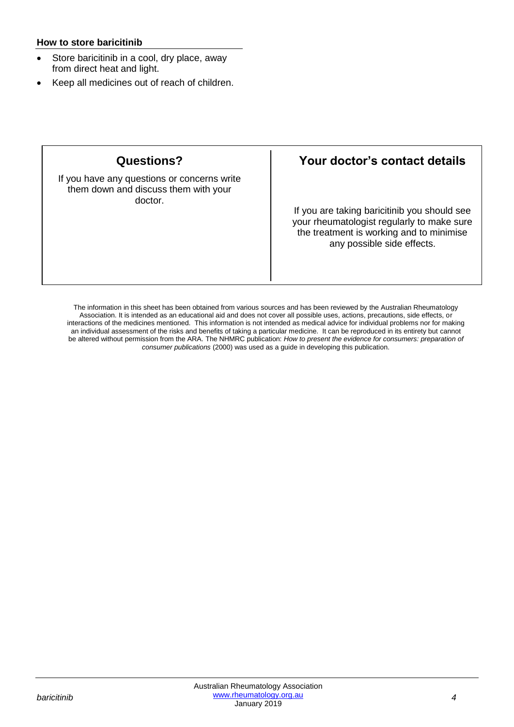#### How to store baricitinib

- Store baricitinib in a cool, dry place, away from direct heat and light.
- Keep all medicines out of reach of children.

## Questions?

If you have any questions or concerns write them down and discuss them with your doctor.

## Your doctor's contact details

If you are taking baricitinib you should see your rheumatologist regularly to make sure the treatment is working and to minimise any possible side effects.

The information in this sheet has been obtained from various sources and has been reviewed by the Australian Rheumatology Association. It is intended as an educational aid and does not cover all possible uses, actions, precautions, side effects, or interactions of the medicines mentioned. This information is not intended as medical advice for individual problems nor for making an individual assessment of the risks and benefits of taking a particular medicine. It can be reproduced in its entirety but cannot be altered without permission from the ARA. The NHMRC publication: *How to present the evidence for consumers: preparation of consumer publications* (2000) was used as a guide in developing this publication.